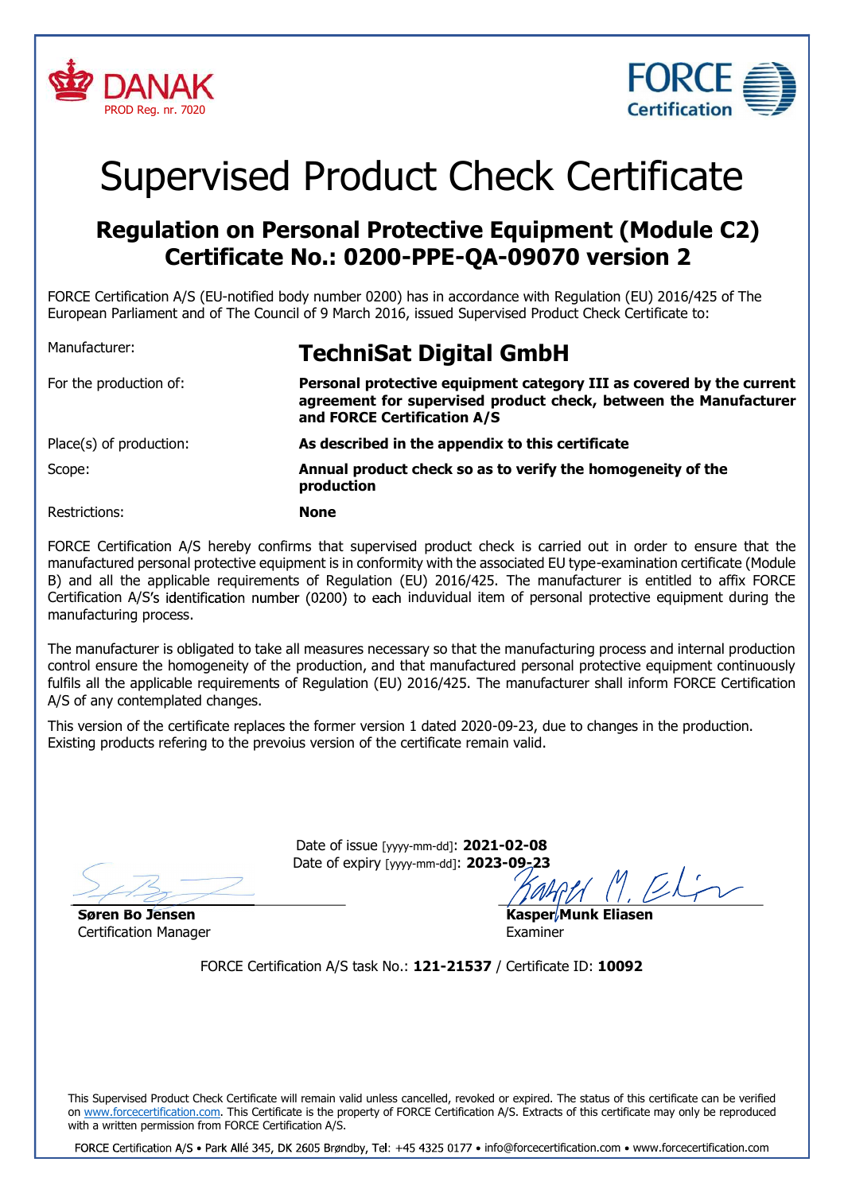DANAK
PROD Reg. nr. 7020

FORCE Certification

# Supervised Product Check Certificate

## Regulation on Personal Protective Equipment (Module C2)
## Certificate No.: 0200-PPE-QA-09070 version 2

FORCE Certification A/S (EU-notified body number 0200) has in accordance with Regulation (EU) 2016/425 of The European Parliament and of The Council of 9 March 2016, issued Supervised Product Check Certificate to:

| | |
|---|---|
| Manufacturer: | **TechniSat Digital GmbH** |
| For the production of: | **Personal protective equipment category III as covered by the current agreement for supervised product check, between the Manufacturer and FORCE Certification A/S** |
| Place(s) of production: | **As described in the appendix to this certificate** |
| Scope: | **Annual product check so as to verify the homogeneity of the production** |
| Restrictions: | **None** |

FORCE Certification A/S hereby confirms that supervised product check is carried out in order to ensure that the manufactured personal protective equipment is in conformity with the associated EU type-examination certificate (Module B) and all the applicable requirements of Regulation (EU) 2016/425. The manufacturer is entitled to affix FORCE Certification A/S's identification number (0200) to each induvidual item of personal protective equipment during the manufacturing process.

The manufacturer is obligated to take all measures necessary so that the manufacturing process and internal production control ensure the homogeneity of the production, and that manufactured personal protective equipment continuously fulfils all the applicable requirements of Regulation (EU) 2016/425. The manufacturer shall inform FORCE Certification A/S of any contemplated changes.

This version of the certificate replaces the former version 1 dated 2020-09-23, due to changes in the production. Existing products refering to the prevoius version of the certificate remain valid.

Date of issue [yyyy-mm-dd]: **2021-02-08**
Date of expiry [yyyy-mm-dd]: **2023-09-23**

**Søren Bo Jensen**
Certification Manager

**Kasper Munk Eliasen**
Examiner

FORCE Certification A/S task No.: **121-21537** / Certificate ID: **10092**

This Supervised Product Check Certificate will remain valid unless cancelled, revoked or expired. The status of this certificate can be verified on www.forcecertification.com. This Certificate is the property of FORCE Certification A/S. Extracts of this certificate may only be reproduced with a written permission from FORCE Certification A/S.

FORCE Certification A/S • Park Allé 345, DK 2605 Brøndby, Tel: +45 4325 0177 • info@forcecertification.com • www.forcecertification.com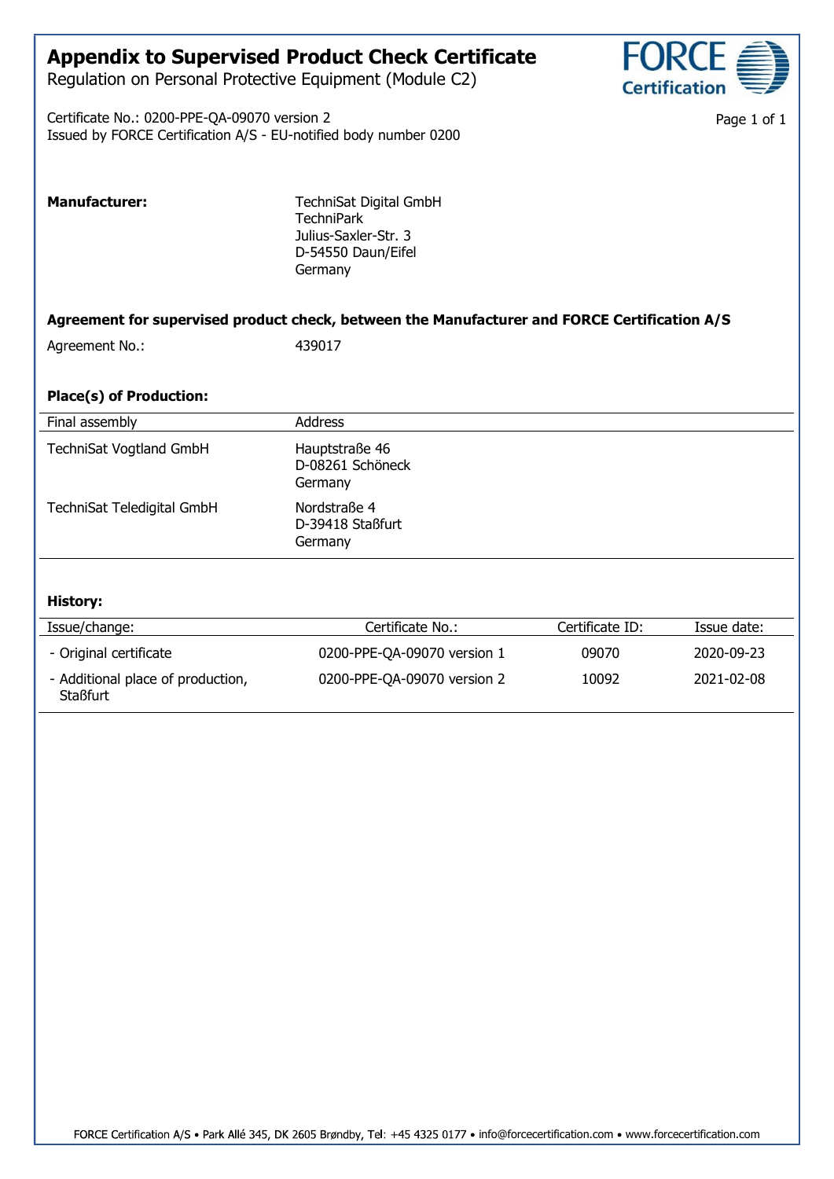# Appendix to Supervised Product Check Certificate

Regulation on Personal Protective Equipment (Module C2)

Certificate No.: 0200-PPE-QA-09070 version 2
Issued by FORCE Certification A/S - EU-notified body number 0200

**Manufacturer:**

TechniSat Digital GmbH
TechniPark
Julius-Saxler-Str. 3
D-54550 Daun/Eifel
Germany

**Agreement for supervised product check, between the Manufacturer and FORCE Certification A/S**

Agreement No.: 439017

**Place(s) of Production:**

| Final assembly | Address |
|---|---|
| TechniSat Vogtland GmbH | Hauptstraße 46<br>D-08261 Schöneck<br>Germany |
| TechniSat Teledigital GmbH | Nordstraße 4<br>D-39418 Staßfurt<br>Germany |

**History:**

| Issue/change: | Certificate No.: | Certificate ID: | Issue date: |
|---|---|---|---|
| - Original certificate | 0200-PPE-QA-09070 version 1 | 09070 | 2020-09-23 |
| - Additional place of production, Staßfurt | 0200-PPE-QA-09070 version 2 | 10092 | 2021-02-08 |

FORCE Certification A/S • Park Allé 345, DK 2605 Brøndby, Tel: +45 4325 0177 • info@forcecertification.com • www.forcecertification.com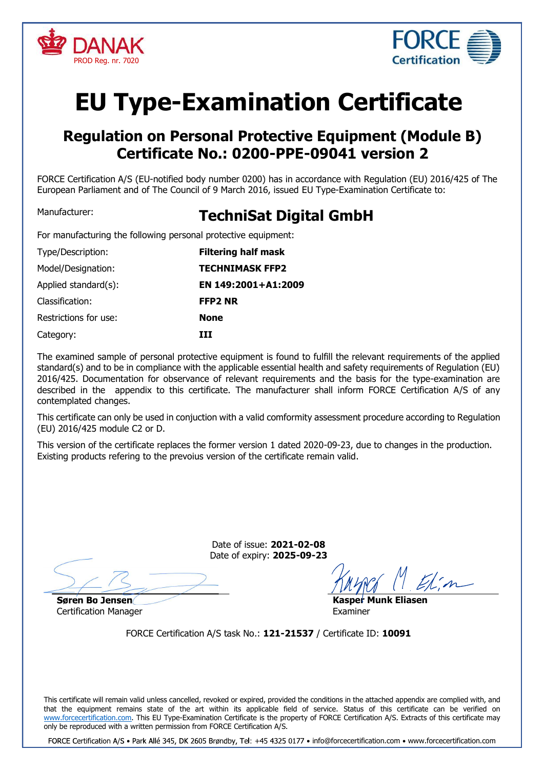DANAK
PROD Reg. nr. 7020

FORCE Certification

# EU Type-Examination Certificate

## Regulation on Personal Protective Equipment (Module B)
## Certificate No.: 0200-PPE-09041 version 2

FORCE Certification A/S (EU-notified body number 0200) has in accordance with Regulation (EU) 2016/425 of The European Parliament and of The Council of 9 March 2016, issued EU Type-Examination Certificate to:

Manufacturer: **TechniSat Digital GmbH**

For manufacturing the following personal protective equipment:

| | |
|---|---|
| Type/Description: | **Filtering half mask** |
| Model/Designation: | **TECHNIMASK FFP2** |
| Applied standard(s): | **EN 149:2001+A1:2009** |
| Classification: | **FFP2 NR** |
| Restrictions for use: | **None** |
| Category: | **III** |

The examined sample of personal protective equipment is found to fulfill the relevant requirements of the applied standard(s) and to be in compliance with the applicable essential health and safety requirements of Regulation (EU) 2016/425. Documentation for observance of relevant requirements and the basis for the type-examination are described in the appendix to this certificate. The manufacturer shall inform FORCE Certification A/S of any contemplated changes.

This certificate can only be used in conjuction with a valid comformity assessment procedure according to Regulation (EU) 2016/425 module C2 or D.

This version of the certificate replaces the former version 1 dated 2020-09-23, due to changes in the production. Existing products refering to the prevoius version of the certificate remain valid.

Date of issue: **2021-02-08**
Date of expiry: **2025-09-23**

**Søren Bo Jensen**
Certification Manager

**Kasper Munk Eliasen**
Examiner

FORCE Certification A/S task No.: **121-21537** / Certificate ID: **10091**

This certificate will remain valid unless cancelled, revoked or expired, provided the conditions in the attached appendix are complied with, and that the equipment remains state of the art within its applicable field of service. Status of this certificate can be verified on www.forcecertification.com. This EU Type-Examination Certificate is the property of FORCE Certification A/S. Extracts of this certificate may only be reproduced with a written permission from FORCE Certification A/S.

FORCE Certification A/S • Park Allé 345, DK 2605 Brøndby, Tel: +45 4325 0177 • info@forcecertification.com • www.forcecertification.com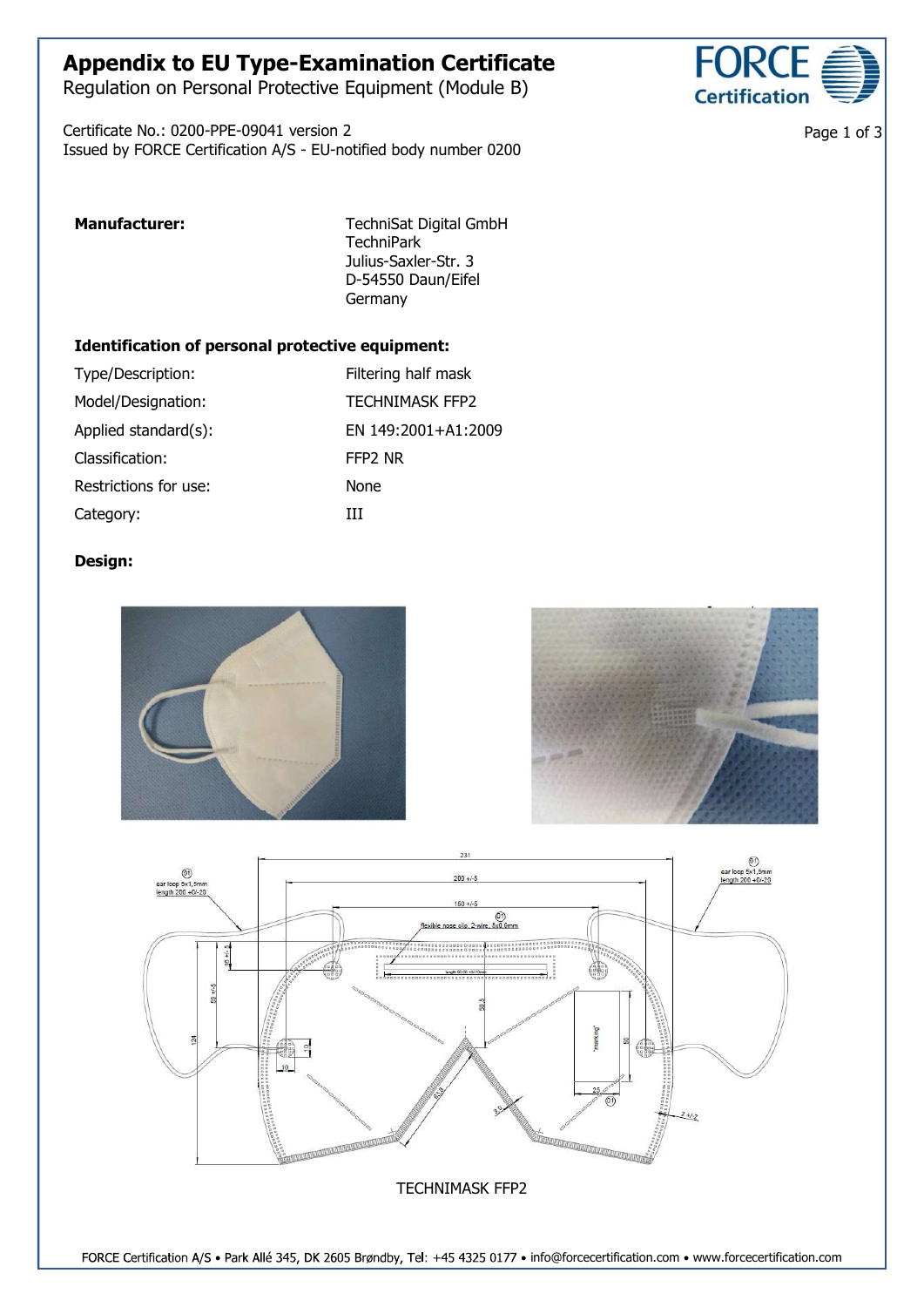# Appendix to EU Type-Examination Certificate

Regulation on Personal Protective Equipment (Module B)

Certificate No.: 0200-PPE-09041 version 2
Issued by FORCE Certification A/S - EU-notified body number 0200

| | |
|---|---|
| **Manufacturer:** | TechniSat Digital GmbH<br>TechniPark<br>Julius-Saxler-Str. 3<br>D-54550 Daun/Eifel<br>Germany |

**Identification of personal protective equipment:**

| | |
|---|---|
| Type/Description: | Filtering half mask |
| Model/Designation: | TECHNIMASK FFP2 |
| Applied standard(s): | EN 149:2001+A1:2009 |
| Classification: | FFP2 NR |
| Restrictions for use: | None |
| Category: | III |

**Design:**

TECHNIMASK FFP2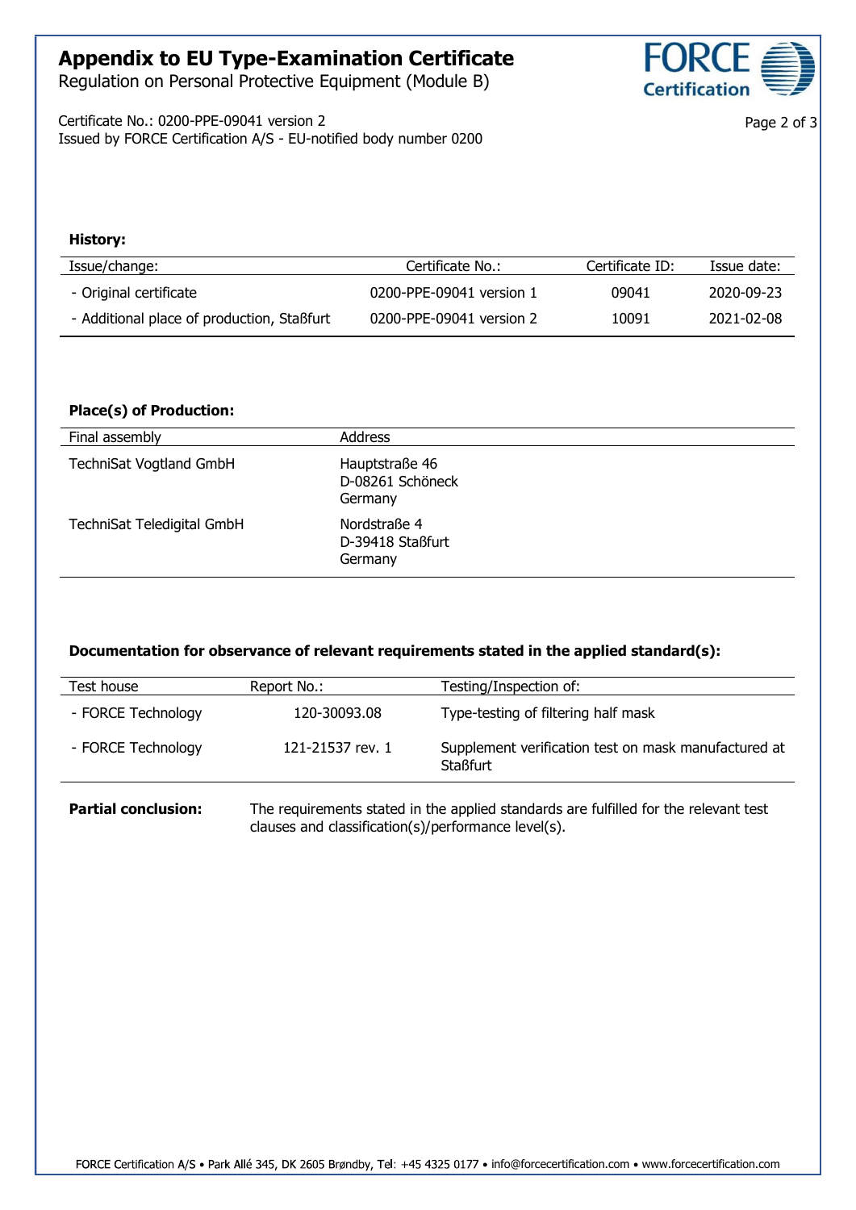# Appendix to EU Type-Examination Certificate

Regulation on Personal Protective Equipment (Module B)

Certificate No.: 0200-PPE-09041 version 2
Issued by FORCE Certification A/S - EU-notified body number 0200

**History:**

| Issue/change: | Certificate No.: | Certificate ID: | Issue date: |
|---|---|---|---|
| - Original certificate | 0200-PPE-09041 version 1 | 09041 | 2020-09-23 |
| - Additional place of production, Staßfurt | 0200-PPE-09041 version 2 | 10091 | 2021-02-08 |

**Place(s) of Production:**

| Final assembly | Address |
|---|---|
| TechniSat Vogtland GmbH | Hauptstraße 46<br>D-08261 Schöneck<br>Germany |
| TechniSat Teledigital GmbH | Nordstraße 4<br>D-39418 Staßfurt<br>Germany |

**Documentation for observance of relevant requirements stated in the applied standard(s):**

| Test house | Report No.: | Testing/Inspection of: |
|---|---|---|
| - FORCE Technology | 120-30093.08 | Type-testing of filtering half mask |
| - FORCE Technology | 121-21537 rev. 1 | Supplement verification test on mask manufactured at Staßfurt |

**Partial conclusion:** The requirements stated in the applied standards are fulfilled for the relevant test clauses and classification(s)/performance level(s).

FORCE Certification A/S • Park Allé 345, DK 2605 Brøndby, Tel: +45 4325 0177 • info@forcecertification.com • www.forcecertification.com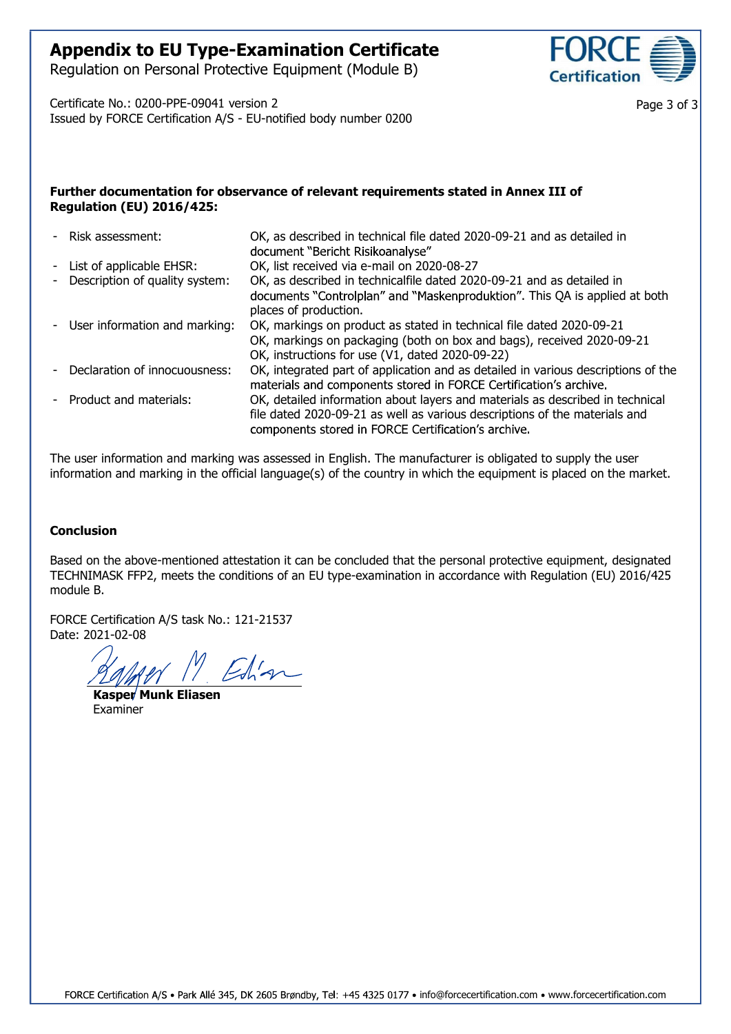# Appendix to EU Type-Examination Certificate

Regulation on Personal Protective Equipment (Module B)

Certificate No.: 0200-PPE-09041 version 2
Issued by FORCE Certification A/S - EU-notified body number 0200

**Further documentation for observance of relevant requirements stated in Annex III of Regulation (EU) 2016/425:**

| | |
|---|---|
| - Risk assessment: | OK, as described in technical file dated 2020-09-21 and as detailed in document "Bericht Risikoanalyse" |
| - List of applicable EHSR: | OK, list received via e-mail on 2020-08-27 |
| - Description of quality system: | OK, as described in technicalfile dated 2020-09-21 and as detailed in documents "Controlplan" and "Maskenproduktion". This QA is applied at both places of production. |
| - User information and marking: | OK, markings on product as stated in technical file dated 2020-09-21<br>OK, markings on packaging (both on box and bags), received 2020-09-21<br>OK, instructions for usage (V1, dated 2020-09-22) |
| - Declaration of innocuousness: | OK, integrated part of application and as detailed in various descriptions of the materials and components stored in FORCE Certification's archive. |
| - Product and materials: | OK, detailed information about layers and materials as described in technical file dated 2020-09-21 as well as various descriptions of the materials and components stored in FORCE Certification's archive. |

The user information and marking was assessed in English. The manufacturer is obligated to supply the user information and marking in the official language(s) of the country in which the equipment is placed on the market.

**Conclusion**

Based on the above-mentioned attestation it can be concluded that the personal protective equipment, designated TECHNIMASK FFP2, meets the conditions of an EU type-examination in accordance with Regulation (EU) 2016/425 module B.

FORCE Certification A/S task No.: 121-21537
Date: 2021-02-08

**Kasper Munk Eliasen**
Examiner